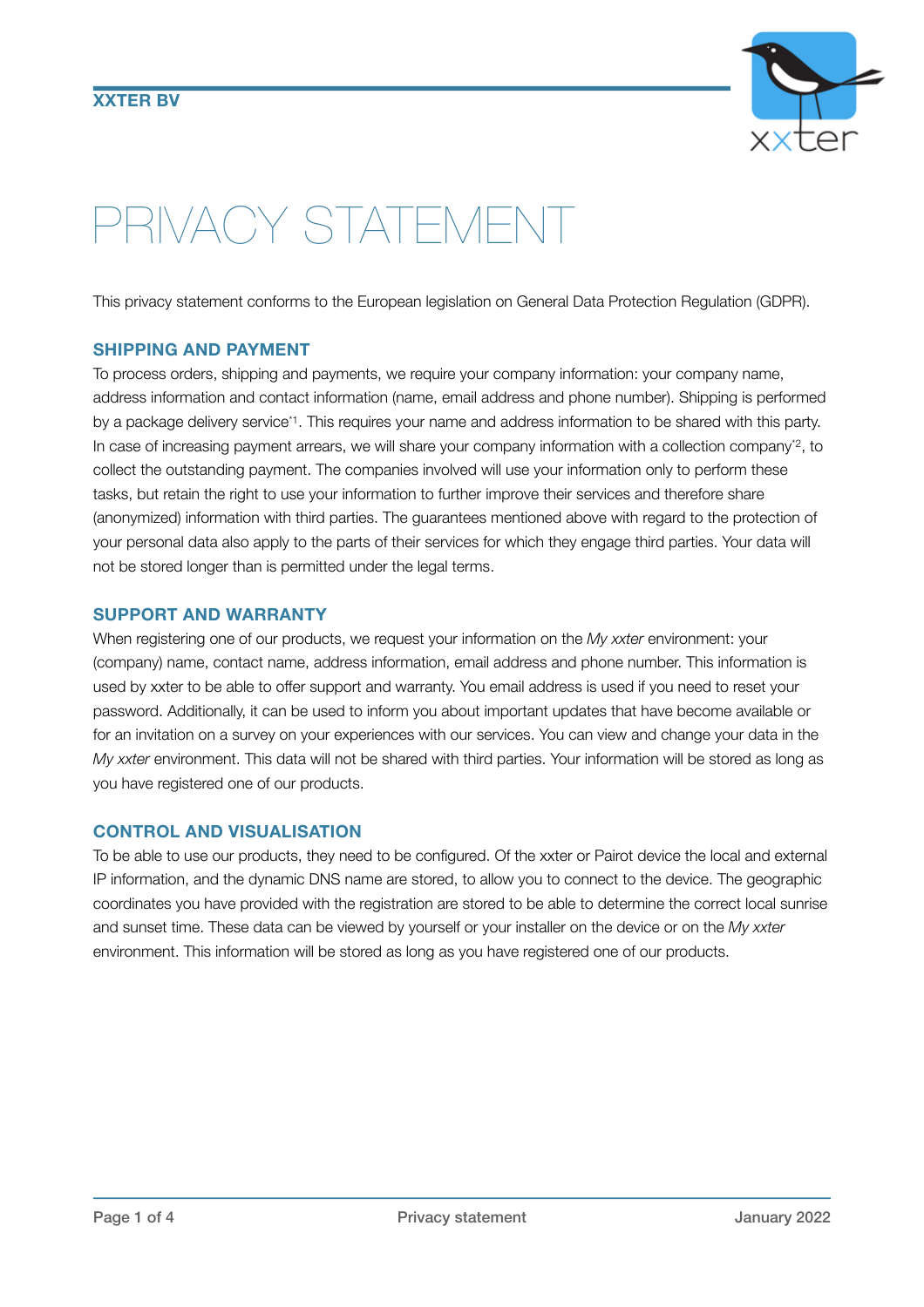XXTER BV

# PRIVACY STATEMENT

This privacy statement conforms to the European legislation on General Data Protection Regulation (GDPR).

## SHIPPING AND PAYMENT

To process orders, shipping and payments, we require your company information: your company name, address information and contact information (name, email address and phone number). Shipping is performed by a package delivery service[*1]. This requires your name and address information to be shared with this party. In case of increasing payment arrears, we will share your company information with a collection company[*2], to collect the outstanding payment. The companies involved will use your information only to perform these tasks, but retain the right to use your information to further improve their services and therefore share (anonymized) information with third parties. The guarantees mentioned above with regard to the protection of your personal data also apply to the parts of their services for which they engage third parties. Your data will not be stored longer than is permitted under the legal terms.

## SUPPORT AND WARRANTY

When registering one of our products, we request your information on the *My xxter* environment: your (company) name, contact name, address information, email address and phone number. This information is used by xxter to be able to offer support and warranty. You email address is used if you need to reset your password. Additionally, it can be used to inform you about important updates that have become available or for an invitation on a survey on your experiences with our services. You can view and change your data in the *My xxter* environment. This data will not be shared with third parties. Your information will be stored as long as you have registered one of our products.

## CONTROL AND VISUALISATION

To be able to use our products, they need to be configured. Of the xxter or Pairot device the local and external IP information, and the dynamic DNS name are stored, to allow you to connect to the device. The geographic coordinates you have provided with the registration are stored to be able to determine the correct local sunrise and sunset time. These data can be viewed by yourself or your installer on the device or on the *My xxter* environment. This information will be stored as long as you have registered one of our products.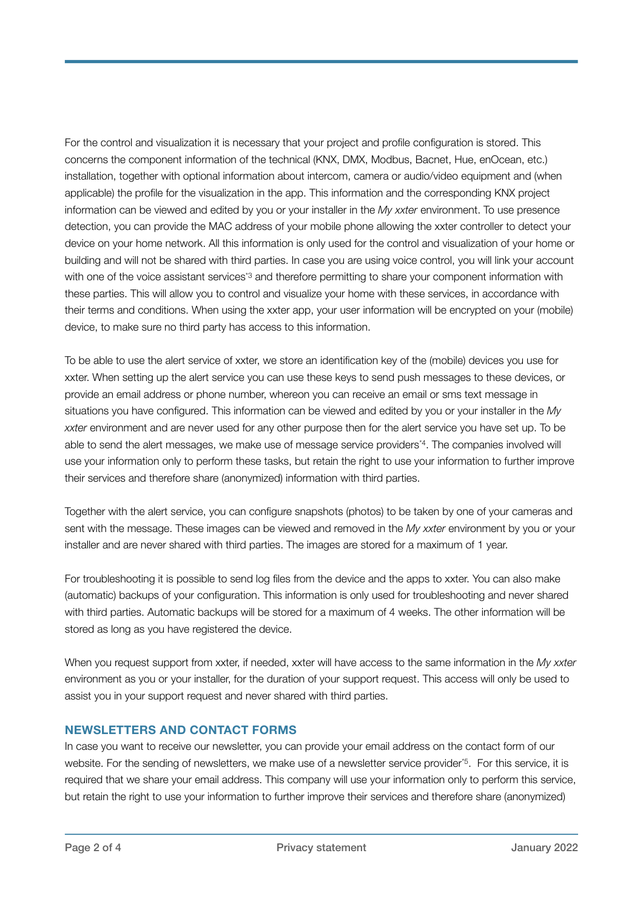For the control and visualization it is necessary that your project and profile configuration is stored. This concerns the component information of the technical (KNX, DMX, Modbus, Bacnet, Hue, enOcean, etc.) installation, together with optional information about intercom, camera or audio/video equipment and (when applicable) the profile for the visualization in the app. This information and the corresponding KNX project information can be viewed and edited by you or your installer in the *My xxter* environment. To use presence detection, you can provide the MAC address of your mobile phone allowing the xxter controller to detect your device on your home network. All this information is only used for the control and visualization of your home or building and will not be shared with third parties. In case you are using voice control, you will link your account with one of the voice assistant services*3 and therefore permitting to share your component information with these parties. This will allow you to control and visualize your home with these services, in accordance with their terms and conditions. When using the xxter app, your user information will be encrypted on your (mobile) device, to make sure no third party has access to this information.

To be able to use the alert service of xxter, we store an identification key of the (mobile) devices you use for xxter. When setting up the alert service you can use these keys to send push messages to these devices, or provide an email address or phone number, whereon you can receive an email or sms text message in situations you have configured. This information can be viewed and edited by you or your installer in the *My xxter* environment and are never used for any other purpose then for the alert service you have set up. To be able to send the alert messages, we make use of message service providers*4. The companies involved will use your information only to perform these tasks, but retain the right to use your information to further improve their services and therefore share (anonymized) information with third parties.

Together with the alert service, you can configure snapshots (photos) to be taken by one of your cameras and sent with the message. These images can be viewed and removed in the *My xxter* environment by you or your installer and are never shared with third parties. The images are stored for a maximum of 1 year.

For troubleshooting it is possible to send log files from the device and the apps to xxter. You can also make (automatic) backups of your configuration. This information is only used for troubleshooting and never shared with third parties. Automatic backups will be stored for a maximum of 4 weeks. The other information will be stored as long as you have registered the device.

When you request support from xxter, if needed, xxter will have access to the same information in the *My xxter* environment as you or your installer, for the duration of your support request. This access will only be used to assist you in your support request and never shared with third parties.

## NEWSLETTERS AND CONTACT FORMS

In case you want to receive our newsletter, you can provide your email address on the contact form of our website. For the sending of newsletters, we make use of a newsletter service provider*5. For this service, it is required that we share your email address. This company will use your information only to perform this service, but retain the right to use your information to further improve their services and therefore share (anonymized)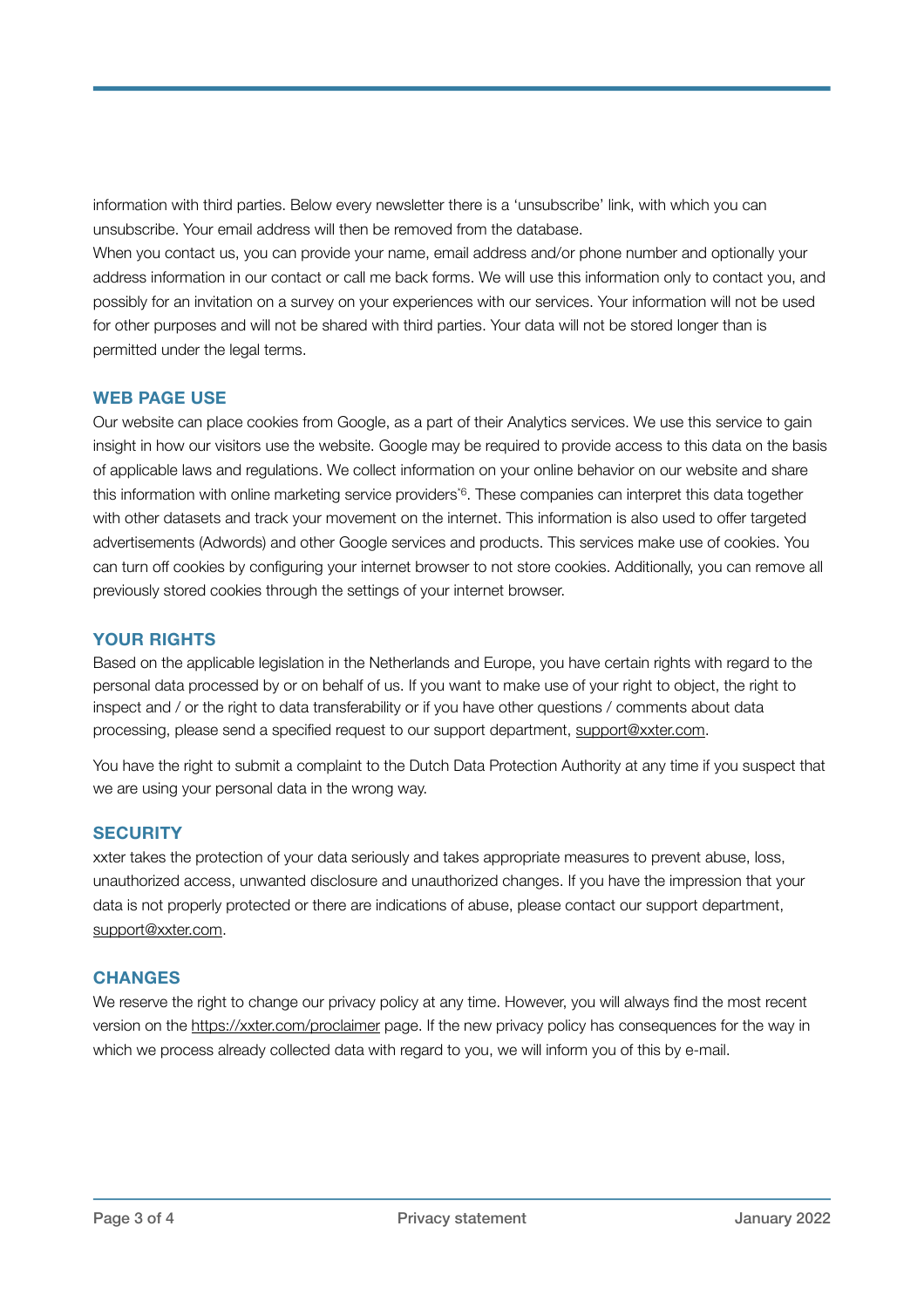information with third parties. Below every newsletter there is a 'unsubscribe' link, with which you can unsubscribe. Your email address will then be removed from the database.

When you contact us, you can provide your name, email address and/or phone number and optionally your address information in our contact or call me back forms. We will use this information only to contact you, and possibly for an invitation on a survey on your experiences with our services. Your information will not be used for other purposes and will not be shared with third parties. Your data will not be stored longer than is permitted under the legal terms.

## WEB PAGE USE

Our website can place cookies from Google, as a part of their Analytics services. We use this service to gain insight in how our visitors use the website. Google may be required to provide access to this data on the basis of applicable laws and regulations. We collect information on your online behavior on our website and share this information with online marketing service providers[*6]. These companies can interpret this data together with other datasets and track your movement on the internet. This information is also used to offer targeted advertisements (Adwords) and other Google services and products. This services make use of cookies. You can turn off cookies by configuring your internet browser to not store cookies. Additionally, you can remove all previously stored cookies through the settings of your internet browser.

## YOUR RIGHTS

Based on the applicable legislation in the Netherlands and Europe, you have certain rights with regard to the personal data processed by or on behalf of us. If you want to make use of your right to object, the right to inspect and / or the right to data transferability or if you have other questions / comments about data processing, please send a specified request to our support department, support@xxter.com.

You have the right to submit a complaint to the Dutch Data Protection Authority at any time if you suspect that we are using your personal data in the wrong way.

## SECURITY

xxter takes the protection of your data seriously and takes appropriate measures to prevent abuse, loss, unauthorized access, unwanted disclosure and unauthorized changes. If you have the impression that your data is not properly protected or there are indications of abuse, please contact our support department, support@xxter.com.

## CHANGES

We reserve the right to change our privacy policy at any time. However, you will always find the most recent version on the https://xxter.com/proclaimer page. If the new privacy policy has consequences for the way in which we process already collected data with regard to you, we will inform you of this by e-mail.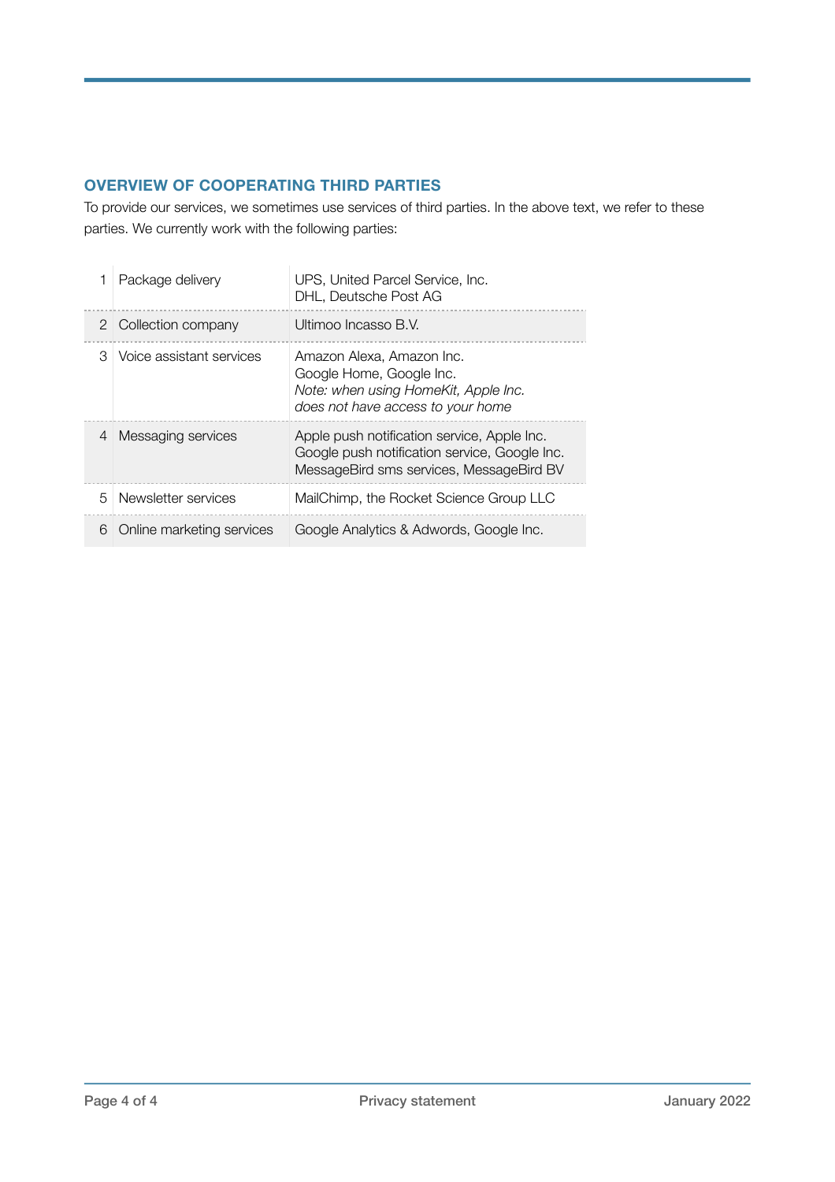## OVERVIEW OF COOPERATING THIRD PARTIES

To provide our services, we sometimes use services of third parties. In the above text, we refer to these parties. We currently work with the following parties:

| | | |
|---|---|---|
| 1 | Package delivery | UPS, United Parcel Service, Inc.<br>DHL, Deutsche Post AG |
| 2 | Collection company | Ultimoo Incasso B.V. |
| 3 | Voice assistant services | Amazon Alexa, Amazon Inc.<br>Google Home, Google Inc.<br>*Note: when using HomeKit, Apple Inc. does not have access to your home* |
| 4 | Messaging services | Apple push notification service, Apple Inc.<br>Google push notification service, Google Inc.<br>MessageBird sms services, MessageBird BV |
| 5 | Newsletter services | MailChimp, the Rocket Science Group LLC |
| 6 | Online marketing services | Google Analytics & Adwords, Google Inc. |